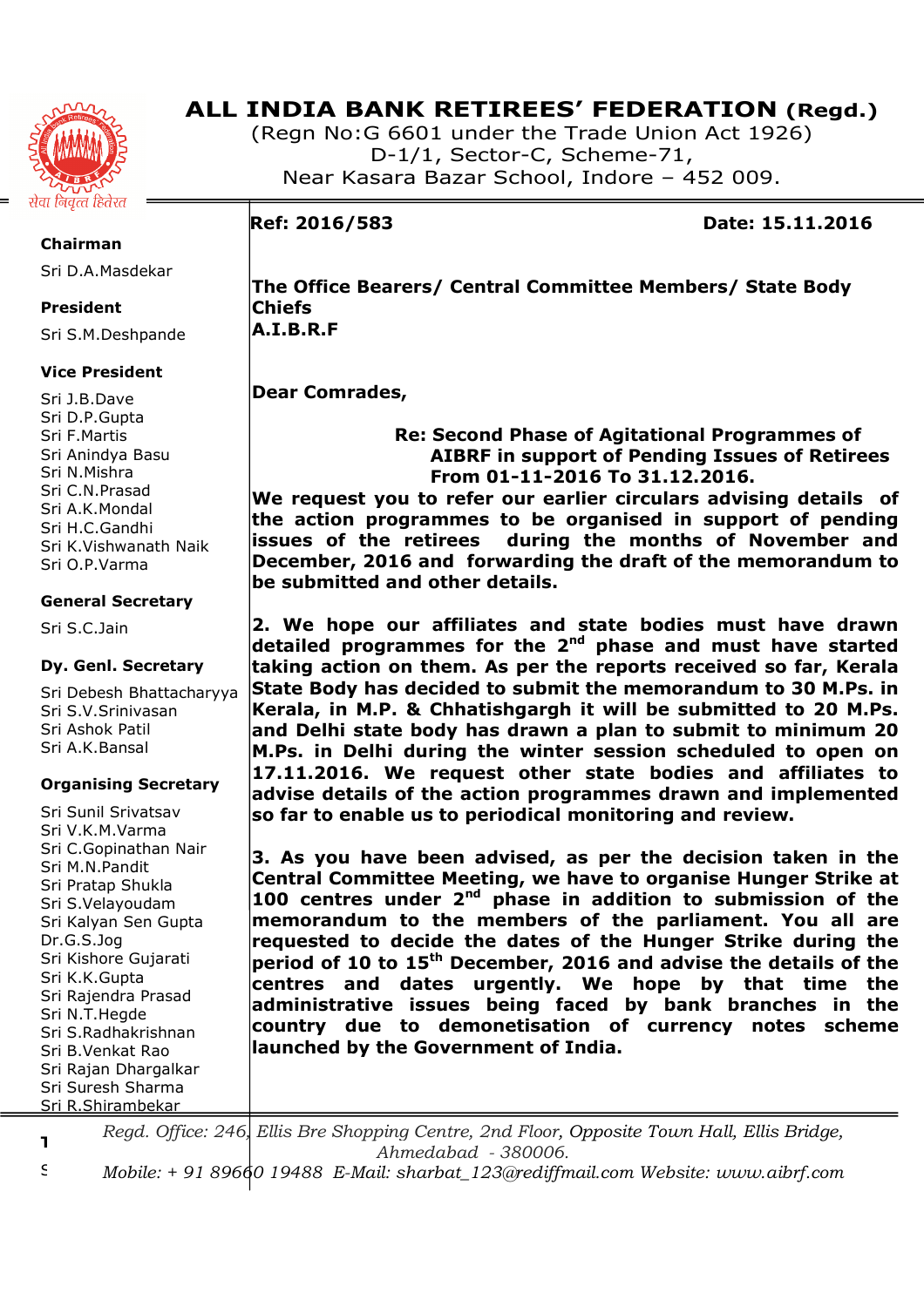# ALL INDIA BANK RETIREES' FEDERATION (Regd.)

(Regn No:G 6601 under the Trade Union Act 1926)
D-1/1, Sector-C, Scheme-71,
Near Kasara Bazar School, Indore – 452 009.

सेवा निवृत्त हितेरत

**Chairman**
Sri D.A.Masdekar

**President**
Sri S.M.Deshpande

**Vice President**
Sri J.B.Dave
Sri D.P.Gupta
Sri F.Martis
Sri Anindya Basu
Sri N.Mishra
Sri C.N.Prasad
Sri A.K.Mondal
Sri H.C.Gandhi
Sri K.Vishwanath Naik
Sri O.P.Varma

**General Secretary**
Sri S.C.Jain

**Dy. Genl. Secretary**
Sri Debesh Bhattacharyya
Sri S.V.Srinivasan
Sri Ashok Patil
Sri A.K.Bansal

**Organising Secretary**
Sri Sunil Srivatsav
Sri V.K.M.Varma
Sri C.Gopinathan Nair
Sri M.N.Pandit
Sri Pratap Shukla
Sri S.Velayoudam
Sri Kalyan Sen Gupta
Dr.G.S.Jog
Sri Kishore Gujarati
Sri K.K.Gupta
Sri Rajendra Prasad
Sri N.T.Hegde
Sri S.Radhakrishnan
Sri B.Venkat Rao
Sri Rajan Dhargalkar
Sri Suresh Sharma
Sri R.Shirambekar

**Ref: 2016/583** **Date: 15.11.2016**

**The Office Bearers/ Central Committee Members/ State Body Chiefs**
**A.I.B.R.F**

**Dear Comrades,**

**Re: Second Phase of Agitational Programmes of AIBRF in support of Pending Issues of Retirees From 01-11-2016 To 31.12.2016.**

**We request you to refer our earlier circulars advising details of the action programmes to be organised in support of pending issues of the retirees during the months of November and December, 2016 and forwarding the draft of the memorandum to be submitted and other details.**

**2. We hope our affiliates and state bodies must have drawn detailed programmes for the 2nd phase and must have started taking action on them. As per the reports received so far, Kerala State Body has decided to submit the memorandum to 30 M.Ps. in Kerala, in M.P. & Chhatishgargh it will be submitted to 20 M.Ps. and Delhi state body has drawn a plan to submit to minimum 20 M.Ps. in Delhi during the winter session scheduled to open on 17.11.2016. We request other state bodies and affiliates to advise details of the action programmes drawn and implemented so far to enable us to periodical monitoring and review.**

**3. As you have been advised, as per the decision taken in the Central Committee Meeting, we have to organise Hunger Strike at 100 centres under 2nd phase in addition to submission of the memorandum to the members of the parliament. You all are requested to decide the dates of the Hunger Strike during the period of 10 to 15th December, 2016 and advise the details of the centres and dates urgently. We hope by that time the administrative issues being faced by bank branches in the country due to demonetisation of currency notes scheme launched by the Government of India.**

*Regd. Office: 246, Ellis Bre Shopping Centre, 2nd Floor, Opposite Town Hall, Ellis Bridge, Ahmedabad - 380006.*
*Mobile: + 91 89660 19488 E-Mail: sharbat_123@rediffmail.com Website: www.aibrf.com*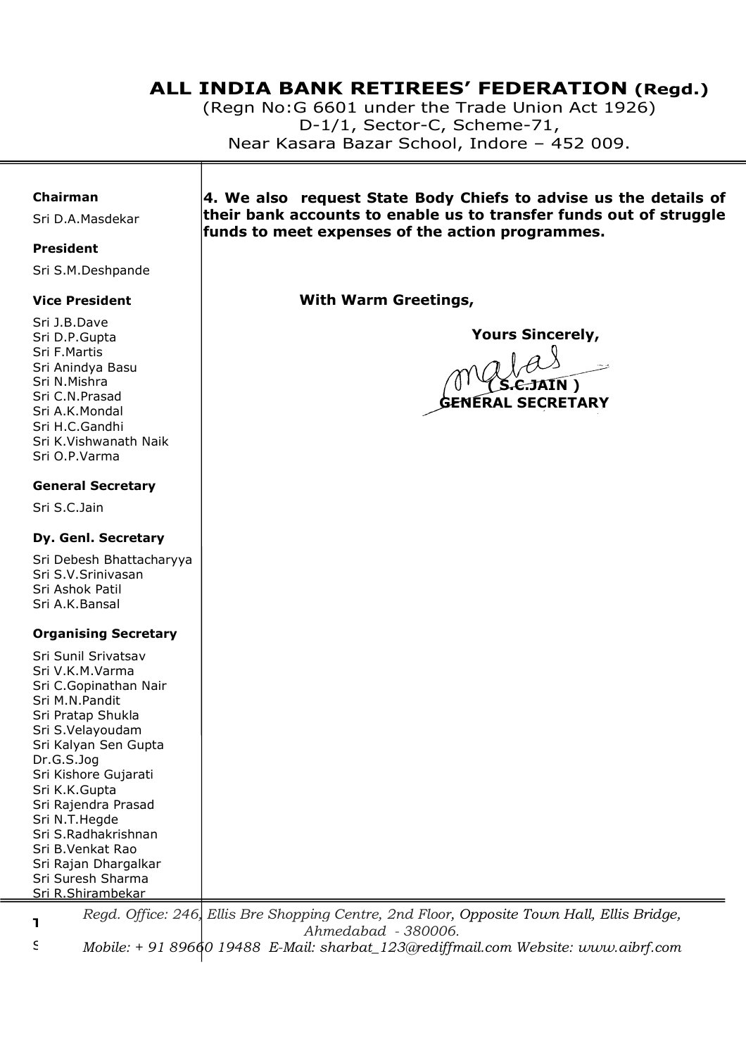# ALL INDIA BANK RETIREES' FEDERATION (Regd.)

(Regn No:G 6601 under the Trade Union Act 1926)
D-1/1, Sector-C, Scheme-71,
Near Kasara Bazar School, Indore – 452 009.

**Chairman**

Sri D.A.Masdekar

**President**

Sri S.M.Deshpande

**Vice President**

Sri J.B.Dave
Sri D.P.Gupta
Sri F.Martis
Sri Anindya Basu
Sri N.Mishra
Sri C.N.Prasad
Sri A.K.Mondal
Sri H.C.Gandhi
Sri K.Vishwanath Naik
Sri O.P.Varma

**General Secretary**

Sri S.C.Jain

**Dy. Genl. Secretary**

Sri Debesh Bhattacharyya
Sri S.V.Srinivasan
Sri Ashok Patil
Sri A.K.Bansal

**Organising Secretary**

Sri Sunil Srivatsav
Sri V.K.M.Varma
Sri C.Gopinathan Nair
Sri M.N.Pandit
Sri Pratap Shukla
Sri S.Velayoudam
Sri Kalyan Sen Gupta
Dr.G.S.Jog
Sri Kishore Gujarati
Sri K.K.Gupta
Sri Rajendra Prasad
Sri N.T.Hegde
Sri S.Radhakrishnan
Sri B.Venkat Rao
Sri Rajan Dhargalkar
Sri Suresh Sharma
Sri R.Shirambekar

**4. We also request State Body Chiefs to advise us the details of their bank accounts to enable us to transfer funds out of struggle funds to meet expenses of the action programmes.**

**With Warm Greetings,**

**Yours Sincerely,**

**( S.C.JAIN )**
**GENERAL SECRETARY**

*Regd. Office: 246, Ellis Bre Shopping Centre, 2nd Floor, Opposite Town Hall, Ellis Bridge, Ahmedabad - 380006.*
*Mobile: + 91 89660 19488 E-Mail: sharbat_123@rediffmail.com Website: www.aibrf.com*